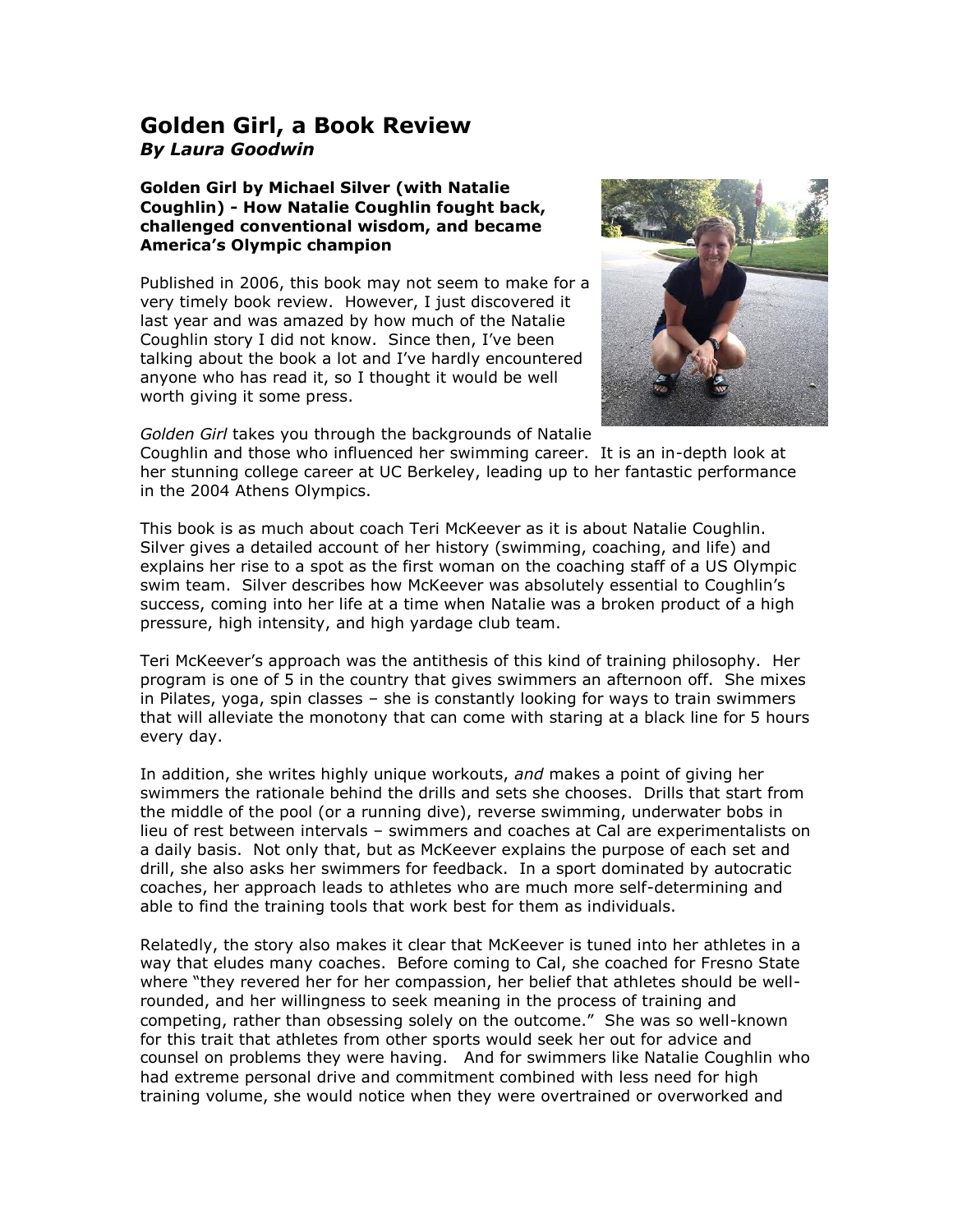# Golden Girl, a Book Review

***By Laura Goodwin***

**Golden Girl by Michael Silver (with Natalie Coughlin) - How Natalie Coughlin fought back, challenged conventional wisdom, and became America's Olympic champion**

Published in 2006, this book may not seem to make for a very timely book review. However, I just discovered it last year and was amazed by how much of the Natalie Coughlin story I did not know. Since then, I've been talking about the book a lot and I've hardly encountered anyone who has read it, so I thought it would be well worth giving it some press.

*Golden Girl* takes you through the backgrounds of Natalie Coughlin and those who influenced her swimming career. It is an in-depth look at her stunning college career at UC Berkeley, leading up to her fantastic performance in the 2004 Athens Olympics.

This book is as much about coach Teri McKeever as it is about Natalie Coughlin. Silver gives a detailed account of her history (swimming, coaching, and life) and explains her rise to a spot as the first woman on the coaching staff of a US Olympic swim team. Silver describes how McKeever was absolutely essential to Coughlin's success, coming into her life at a time when Natalie was a broken product of a high pressure, high intensity, and high yardage club team.

Teri McKeever's approach was the antithesis of this kind of training philosophy. Her program is one of 5 in the country that gives swimmers an afternoon off. She mixes in Pilates, yoga, spin classes – she is constantly looking for ways to train swimmers that will alleviate the monotony that can come with staring at a black line for 5 hours every day.

In addition, she writes highly unique workouts, *and* makes a point of giving her swimmers the rationale behind the drills and sets she chooses. Drills that start from the middle of the pool (or a running dive), reverse swimming, underwater bobs in lieu of rest between intervals – swimmers and coaches at Cal are experimentalists on a daily basis. Not only that, but as McKeever explains the purpose of each set and drill, she also asks her swimmers for feedback. In a sport dominated by autocratic coaches, her approach leads to athletes who are much more self-determining and able to find the training tools that work best for them as individuals.

Relatedly, the story also makes it clear that McKeever is tuned into her athletes in a way that eludes many coaches. Before coming to Cal, she coached for Fresno State where "they revered her for her compassion, her belief that athletes should be well-rounded, and her willingness to seek meaning in the process of training and competing, rather than obsessing solely on the outcome." She was so well-known for this trait that athletes from other sports would seek her out for advice and counsel on problems they were having. And for swimmers like Natalie Coughlin who had extreme personal drive and commitment combined with less need for high training volume, she would notice when they were overtrained or overworked and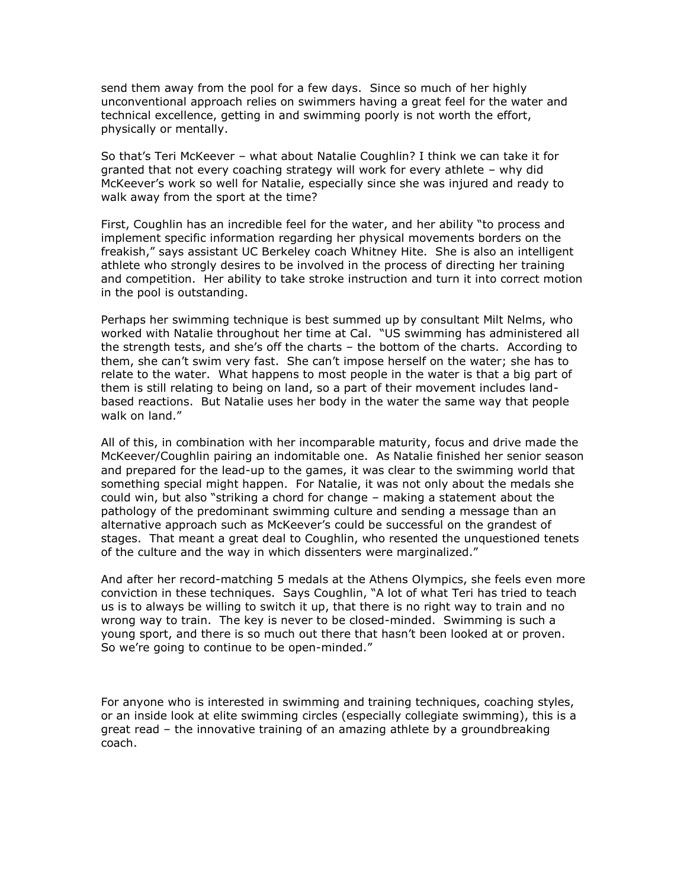send them away from the pool for a few days. Since so much of her highly unconventional approach relies on swimmers having a great feel for the water and technical excellence, getting in and swimming poorly is not worth the effort, physically or mentally.

So that's Teri McKeever – what about Natalie Coughlin? I think we can take it for granted that not every coaching strategy will work for every athlete – why did McKeever's work so well for Natalie, especially since she was injured and ready to walk away from the sport at the time?

First, Coughlin has an incredible feel for the water, and her ability "to process and implement specific information regarding her physical movements borders on the freakish," says assistant UC Berkeley coach Whitney Hite. She is also an intelligent athlete who strongly desires to be involved in the process of directing her training and competition. Her ability to take stroke instruction and turn it into correct motion in the pool is outstanding.

Perhaps her swimming technique is best summed up by consultant Milt Nelms, who worked with Natalie throughout her time at Cal. "US swimming has administered all the strength tests, and she's off the charts – the bottom of the charts. According to them, she can't swim very fast. She can't impose herself on the water; she has to relate to the water. What happens to most people in the water is that a big part of them is still relating to being on land, so a part of their movement includes land-based reactions. But Natalie uses her body in the water the same way that people walk on land."

All of this, in combination with her incomparable maturity, focus and drive made the McKeever/Coughlin pairing an indomitable one. As Natalie finished her senior season and prepared for the lead-up to the games, it was clear to the swimming world that something special might happen. For Natalie, it was not only about the medals she could win, but also "striking a chord for change – making a statement about the pathology of the predominant swimming culture and sending a message than an alternative approach such as McKeever's could be successful on the grandest of stages. That meant a great deal to Coughlin, who resented the unquestioned tenets of the culture and the way in which dissenters were marginalized."

And after her record-matching 5 medals at the Athens Olympics, she feels even more conviction in these techniques. Says Coughlin, "A lot of what Teri has tried to teach us is to always be willing to switch it up, that there is no right way to train and no wrong way to train. The key is never to be closed-minded. Swimming is such a young sport, and there is so much out there that hasn't been looked at or proven. So we're going to continue to be open-minded."

For anyone who is interested in swimming and training techniques, coaching styles, or an inside look at elite swimming circles (especially collegiate swimming), this is a great read – the innovative training of an amazing athlete by a groundbreaking coach.